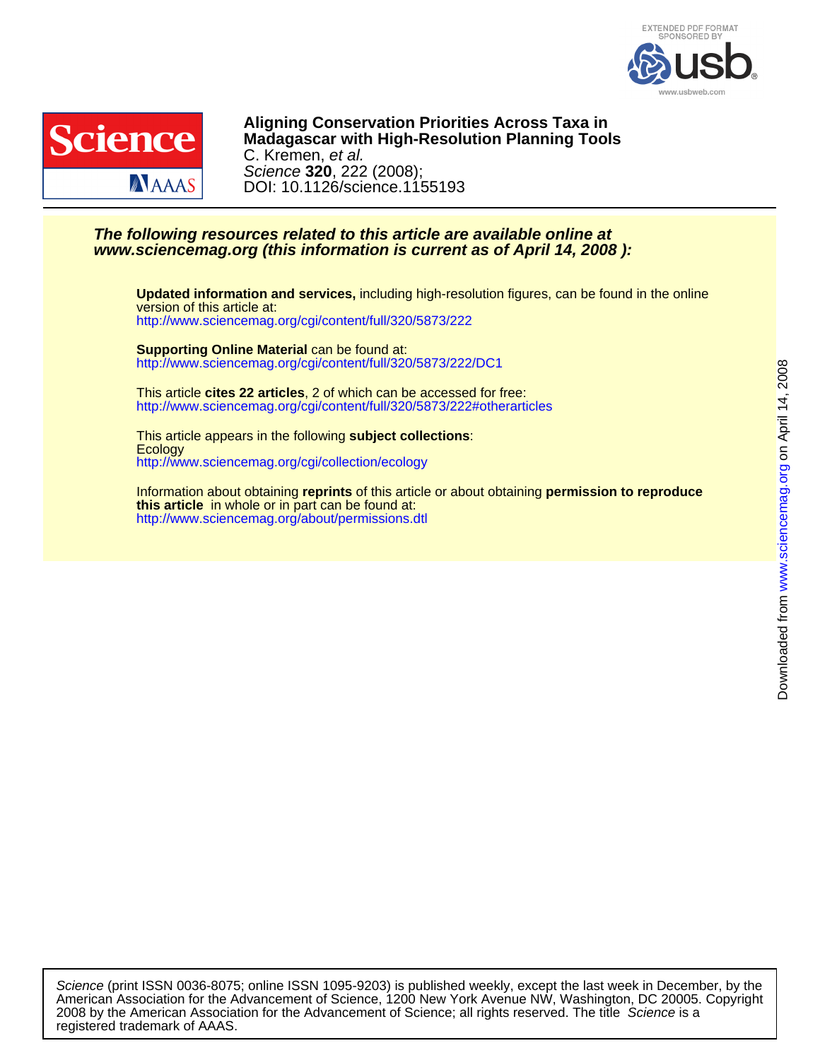# Aligning Conservation Priorities Across Taxa in Madagascar with High-Resolution Planning Tools

C. Kremen, *et al.*

*Science* **320**, 222 (2008);

DOI: 10.1126/science.1155193

***The following resources related to this article are available online at www.sciencemag.org (this information is current as of April 14, 2008 ):***

**Updated information and services,** including high-resolution figures, can be found in the online version of this article at:
http://www.sciencemag.org/cgi/content/full/320/5873/222

**Supporting Online Material** can be found at:
http://www.sciencemag.org/cgi/content/full/320/5873/222/DC1

This article **cites 22 articles**, 2 of which can be accessed for free:
http://www.sciencemag.org/cgi/content/full/320/5873/222#otherarticles

This article appears in the following **subject collections**:
Ecology
http://www.sciencemag.org/cgi/collection/ecology

Information about obtaining **reprints** of this article or about obtaining **permission to reproduce this article** in whole or in part can be found at:
http://www.sciencemag.org/about/permissions.dtl

Downloaded from www.sciencemag.org on April 14, 2008

*Science* (print ISSN 0036-8075; online ISSN 1095-9203) is published weekly, except the last week in December, by the American Association for the Advancement of Science, 1200 New York Avenue NW, Washington, DC 20005. Copyright 2008 by the American Association for the Advancement of Science; all rights reserved. The title *Science* is a registered trademark of AAAS.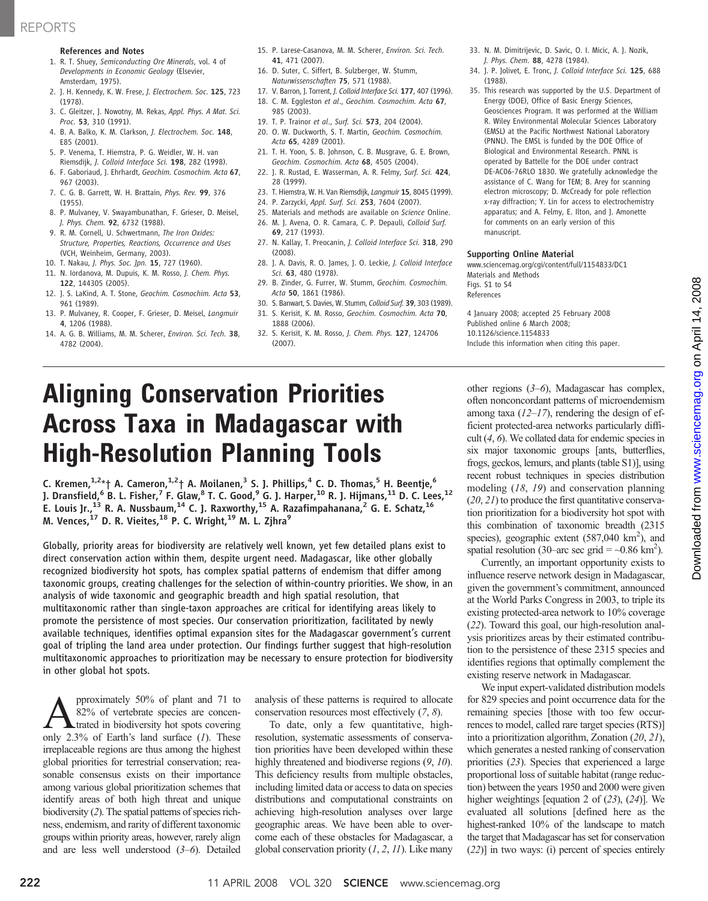## References and Notes

1. R. T. Shuey, *Semiconducting Ore Minerals*, vol. 4 of *Developments in Economic Geology* (Elsevier, Amsterdam, 1975).
2. J. H. Kennedy, K. W. Frese, *J. Electrochem. Soc.* **125**, 723 (1978).
3. C. Gleitzer, J. Nowotny, M. Rekas, *Appl. Phys. A Mat. Sci. Proc.* **53**, 310 (1991).
4. B. A. Balko, K. M. Clarkson, *J. Electrochem. Soc.* **148**, E85 (2001).
5. P. Venema, T. Hiemstra, P. G. Weidler, W. H. van Riemsdijk, *J. Colloid Interface Sci.* **198**, 282 (1998).
6. F. Gaboriaud, J. Ehrhardt, *Geochim. Cosmochim. Acta* **67**, 967 (2003).
7. C. G. B. Garrett, W. H. Brattain, *Phys. Rev.* **99**, 376 (1955).
8. P. Mulvaney, V. Swayambunathan, F. Grieser, D. Meisel, *J. Phys. Chem.* **92**, 6732 (1988).
9. R. M. Cornell, U. Schwertmann, *The Iron Oxides: Structure, Properties, Reactions, Occurrence and Uses* (VCH, Weinheim, Germany, 2003).
10. T. Nakau, *J. Phys. Soc. Jpn.* **15**, 727 (1960).
11. N. Iordanova, M. Dupuis, K. M. Rosso, *J. Chem. Phys.* **122**, 144305 (2005).
12. J. S. LaKind, A. T. Stone, *Geochim. Cosmochim. Acta* **53**, 961 (1989).
13. P. Mulvaney, R. Cooper, F. Grieser, D. Meisel, *Langmuir* **4**, 1206 (1988).
14. A. G. B. Williams, M. M. Scherer, *Environ. Sci. Tech.* **38**, 4782 (2004).
15. P. Larese-Casanova, M. M. Scherer, *Environ. Sci. Tech.* **41**, 471 (2007).
16. D. Suter, C. Siffert, B. Sulzberger, W. Stumm, *Naturwissenschaften* **75**, 571 (1988).
17. V. Barron, J. Torrent, *J. Colloid Interface Sci.* **177**, 407 (1996).
18. C. M. Eggleston *et al.*, *Geochim. Cosmochim. Acta* **67**, 985 (2003).
19. T. P. Trainor *et al.*, *Surf. Sci.* **573**, 204 (2004).
20. O. W. Duckworth, S. T. Martin, *Geochim. Cosmochim. Acta* **65**, 4289 (2001).
21. T. H. Yoon, S. B. Johnson, C. B. Musgrave, G. E. Brown, *Geochim. Cosmochim. Acta* **68**, 4505 (2004).
22. J. R. Rustad, E. Wasserman, A. R. Felmy, *Surf. Sci.* **424**, 28 (1999).
23. T. Hiemstra, W. H. Van Riemsdijk, *Langmuir* **15**, 8045 (1999).
24. P. Zarzycki, *Appl. Surf. Sci.* **253**, 7604 (2007).
25. Materials and methods are available on *Science* Online.
26. M. J. Avena, O. R. Camara, C. P. Depauli, *Colloid Surf.* **69**, 217 (1993).
27. N. Kallay, T. Preocanin, *J. Colloid Interface Sci.* **318**, 290 (2008).
28. J. A. Davis, R. O. James, J. O. Leckie, *J. Colloid Interface Sci.* **63**, 480 (1978).
29. B. Zinder, G. Furrer, W. Stumm, *Geochim. Cosmochim. Acta* **50**, 1861 (1986).
30. S. Banwart, S. Davies, W. Stumm, *Colloid Surf.* **39**, 303 (1989).
31. S. Kerisit, K. M. Rosso, *Geochim. Cosmochim. Acta* **70**, 1888 (2006).
32. S. Kerisit, K. M. Rosso, *J. Chem. Phys.* **127**, 124706 (2007).
33. N. M. Dimitrijevic, D. Savic, O. I. Micic, A. J. Nozik, *J. Phys. Chem.* **88**, 4278 (1984).
34. J. P. Jolivet, E. Tronc, *J. Colloid Interface Sci.* **125**, 688 (1988).
35. This research was supported by the U.S. Department of Energy (DOE), Office of Basic Energy Sciences, Geosciences Program. It was performed at the William R. Wiley Environmental Molecular Sciences Laboratory (EMSL) at the Pacific Northwest National Laboratory (PNNL). The EMSL is funded by the DOE Office of Biological and Environmental Research. PNNL is operated by Battelle for the DOE under contract DE-AC06-76RLO 1830. We gratefully acknowledge the assistance of C. Wang for TEM; B. Arey for scanning electron microscopy; D. McCready for pole reflection x-ray diffraction; Y. Lin for access to electrochemistry apparatus; and A. Felmy, E. Ilton, and J. Amonette for comments on an early version of this manuscript.

### Supporting Online Material

www.sciencemag.org/cgi/content/full/1154833/DC1
Materials and Methods
Figs. S1 to S4
References

4 January 2008; accepted 25 February 2008
Published online 6 March 2008;
10.1126/science.1154833
Include this information when citing this paper.

# Aligning Conservation Priorities Across Taxa in Madagascar with High-Resolution Planning Tools

C. Kremen,[1,2]*† A. Cameron,[1,2]† A. Moilanen,[3] S. J. Phillips,[4] C. D. Thomas,[5] H. Beentje,[6] J. Dransfield,[6] B. L. Fisher,[7] F. Glaw,[8] T. C. Good,[9] G. J. Harper,[10] R. J. Hijmans,[11] D. C. Lees,[12] E. Louis Jr.,[13] R. A. Nussbaum,[14] C. J. Raxworthy,[15] A. Razafimpahanana,[2] G. E. Schatz,[16] M. Vences,[17] D. R. Vieites,[18] P. C. Wright,[19] M. L. Zjhra[9]

**Globally, priority areas for biodiversity are relatively well known, yet few detailed plans exist to direct conservation action within them, despite urgent need. Madagascar, like other globally recognized biodiversity hot spots, has complex spatial patterns of endemism that differ among taxonomic groups, creating challenges for the selection of within-country priorities. We show, in an analysis of wide taxonomic and geographic breadth and high spatial resolution, that multitaxonomic rather than single-taxon approaches are critical for identifying areas likely to promote the persistence of most species. Our conservation prioritization, facilitated by newly available techniques, identifies optimal expansion sites for the Madagascar government's current goal of tripling the land area under protection. Our findings further suggest that high-resolution multitaxonomic approaches to prioritization may be necessary to ensure protection for biodiversity in other global hot spots.**

Approximately 50% of plant and 71 to 82% of vertebrate species are concentrated in biodiversity hot spots covering only 2.3% of Earth's land surface (*1*). These irreplaceable regions are thus among the highest global priorities for terrestrial conservation; reasonable consensus exists on their importance among various global prioritization schemes that identify areas of both high threat and unique biodiversity (*2*). The spatial patterns of species richness, endemism, and rarity of different taxonomic groups within priority areas, however, rarely align and are less well understood (*3*–*6*). Detailed analysis of these patterns is required to allocate conservation resources most effectively (*7*, *8*).

To date, only a few quantitative, high-resolution, systematic assessments of conservation priorities have been developed within these highly threatened and biodiverse regions (*9*, *10*). This deficiency results from multiple obstacles, including limited data or access to data on species distributions and computational constraints on achieving high-resolution analyses over large geographic areas. We have been able to overcome each of these obstacles for Madagascar, a global conservation priority (*1*, *2*, *11*). Like many other regions (*3*–*6*), Madagascar has complex, often nonconcordant patterns of microendemism among taxa (*12*–*17*), rendering the design of efficient protected-area networks particularly difficult (*4*, *6*). We collated data for endemic species in six major taxonomic groups [ants, butterflies, frogs, geckos, lemurs, and plants (table S1)], using recent robust techniques in species distribution modeling (*18*, *19*) and conservation planning (*20*, *21*) to produce the first quantitative conservation prioritization for a biodiversity hot spot with this combination of taxonomic breadth (2315 species), geographic extent (587,040 km$^2$), and spatial resolution (30–arc sec grid = ~0.86 km$^2$).

Currently, an important opportunity exists to influence reserve network design in Madagascar, given the government's commitment, announced at the World Parks Congress in 2003, to triple its existing protected-area network to 10% coverage (*22*). Toward this goal, our high-resolution analysis prioritizes areas by their estimated contribution to the persistence of these 2315 species and identifies regions that optimally complement the existing reserve network in Madagascar.

We input expert-validated distribution models for 829 species and point occurrence data for the remaining species [those with too few occurrences to model, called rare target species (RTS)] into a prioritization algorithm, Zonation (*20*, *21*), which generates a nested ranking of conservation priorities (*23*). Species that experienced a large proportional loss of suitable habitat (range reduction) between the years 1950 and 2000 were given higher weightings [equation 2 of (*23*), (*24*)]. We evaluated all solutions [defined here as the highest-ranked 10% of the landscape to match the target that Madagascar has set for conservation (*22*)] in two ways: (i) percent of species entirely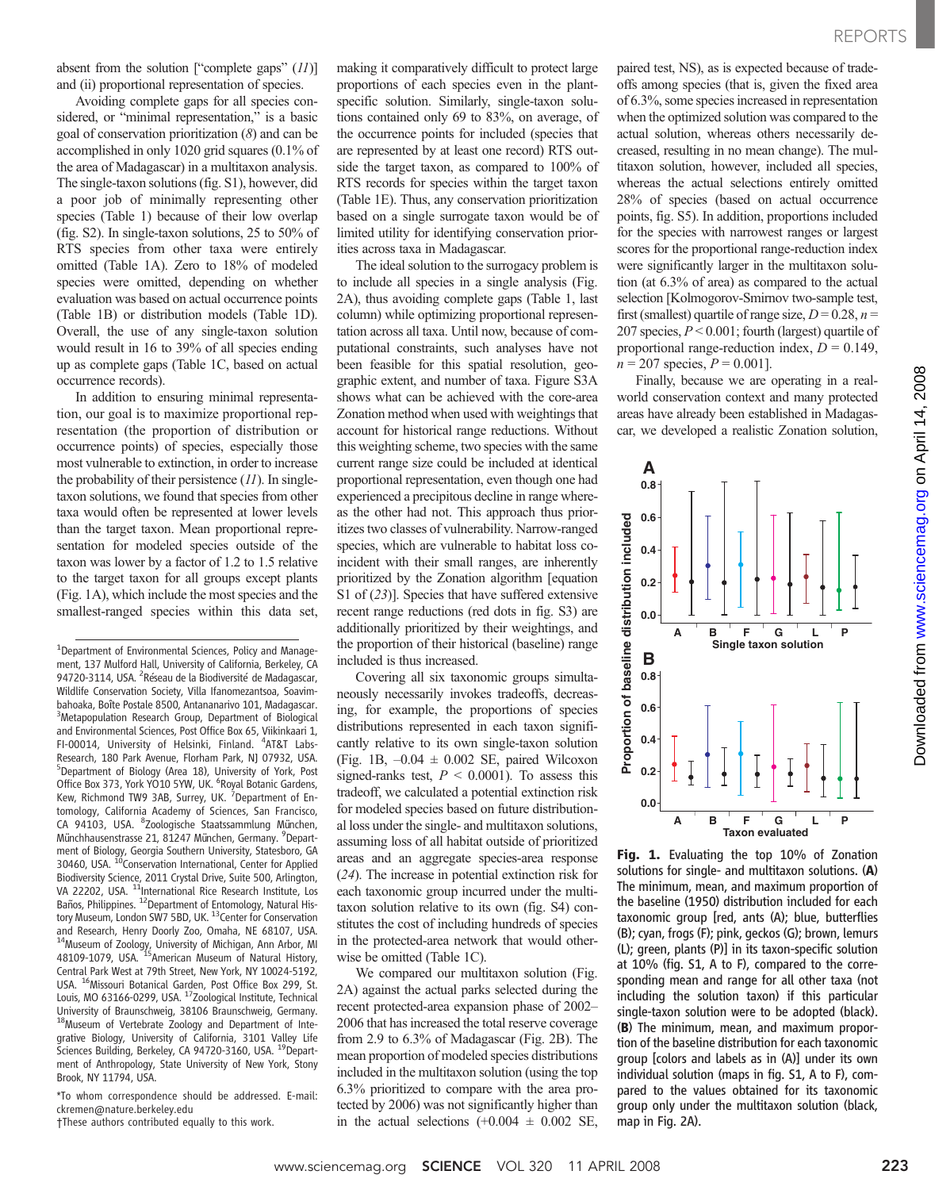absent from the solution ["complete gaps" (11)] and (ii) proportional representation of species.

Avoiding complete gaps for all species considered, or "minimal representation," is a basic goal of conservation prioritization (8) and can be accomplished in only 1020 grid squares (0.1% of the area of Madagascar) in a multitaxon analysis. The single-taxon solutions (fig. S1), however, did a poor job of minimally representing other species (Table 1) because of their low overlap (fig. S2). In single-taxon solutions, 25 to 50% of RTS species from other taxa were entirely omitted (Table 1A). Zero to 18% of modeled species were omitted, depending on whether evaluation was based on actual occurrence points (Table 1B) or distribution models (Table 1D). Overall, the use of any single-taxon solution would result in 16 to 39% of all species ending up as complete gaps (Table 1C, based on actual occurrence records).

In addition to ensuring minimal representation, our goal is to maximize proportional representation (the proportion of distribution or occurrence points) of species, especially those most vulnerable to extinction, in order to increase the probability of their persistence (11). In single-taxon solutions, we found that species from other taxa would often be represented at lower levels than the target taxon. Mean proportional representation for modeled species outside of the taxon was lower by a factor of 1.2 to 1.5 relative to the target taxon for all groups except plants (Fig. 1A), which include the most species and the smallest-ranged species within this data set, making it comparatively difficult to protect large proportions of each species even in the plant-specific solution. Similarly, single-taxon solutions contained only 69 to 83%, on average, of the occurrence points for included (species that are represented by at least one record) RTS outside the target taxon, as compared to 100% of RTS records for species within the target taxon (Table 1E). Thus, any conservation prioritization based on a single surrogate taxon would be of limited utility for identifying conservation priorities across taxa in Madagascar.

The ideal solution to the surrogacy problem is to include all species in a single analysis (Fig. 2A), thus avoiding complete gaps (Table 1, last column) while optimizing proportional representation across all taxa. Until now, because of computational constraints, such analyses have not been feasible for this spatial resolution, geographic extent, and number of taxa. Figure S3A shows what can be achieved with the core-area Zonation method when used with weightings that account for historical range reductions. Without this weighting scheme, two species with the same current range size could be included at identical proportional representation, even though one had experienced a precipitous decline in range whereas the other had not. This approach thus prioritizes two classes of vulnerability. Narrow-ranged species, which are vulnerable to habitat loss coincident with their small ranges, are inherently prioritized by the Zonation algorithm [equation S1 of (23)]. Species that have suffered extensive recent range reductions (red dots in fig. S3) are additionally prioritized by their weightings, and the proportion of their historical (baseline) range included is thus increased.

Covering all six taxonomic groups simultaneously necessarily invokes tradeoffs, decreasing, for example, the proportions of species distributions represented in each taxon significantly relative to its own single-taxon solution (Fig. 1B, $-0.04 \pm 0.002$ SE, paired Wilcoxon signed-ranks test, $P < 0.0001$). To assess this tradeoff, we calculated a potential extinction risk for modeled species based on future distributional loss under the single- and multitaxon solutions, assuming loss of all habitat outside of prioritized areas and an aggregate species-area response (24). The increase in potential extinction risk for each taxonomic group incurred under the multitaxon solution relative to its own (fig. S4) constitutes the cost of including hundreds of species in the protected-area network that would otherwise be omitted (Table 1C).

We compared our multitaxon solution (Fig. 2A) against the actual parks selected during the recent protected-area expansion phase of 2002–2006 that has increased the total reserve coverage from 2.9 to 6.3% of Madagascar (Fig. 2B). The mean proportion of modeled species distributions included in the multitaxon solution (using the top 6.3% prioritized to compare with the area protected by 2006) was not significantly higher than in the actual selections ($+0.004 \pm 0.002$ SE, paired test, NS), as is expected because of tradeoffs among species (that is, given the fixed area of 6.3%, some species increased in representation when the optimized solution was compared to the actual solution, whereas others necessarily decreased, resulting in no mean change). The multitaxon solution, however, included all species, whereas the actual selections entirely omitted 28% of species (based on actual occurrence points, fig. S5). In addition, proportions included for the species with narrowest ranges or largest scores for the proportional range-reduction index were significantly larger in the multitaxon solution (at 6.3% of area) as compared to the actual selection [Kolmogorov-Smirnov two-sample test, first (smallest) quartile of range size, $D = 0.28$, $n = 207$ species, $P < 0.001$; fourth (largest) quartile of proportional range-reduction index, $D = 0.149$, $n = 207$ species, $P = 0.001$].

Finally, because we are operating in a real-world conservation context and many protected areas have already been established in Madagascar, we developed a realistic Zonation solution,

**Fig. 1.** Evaluating the top 10% of Zonation solutions for single- and multitaxon solutions. (**A**) The minimum, mean, and maximum proportion of the baseline (1950) distribution included for each taxonomic group [red, ants (A); blue, butterflies (B); cyan, frogs (F); pink, geckos (G); brown, lemurs (L); green, plants (P)] in its taxon-specific solution at 10% (fig. S1, A to F), compared to the corresponding mean and range for all other taxa (not including the solution taxon) if this particular single-taxon solution were to be adopted (black). (**B**) The minimum, mean, and maximum proportion of the baseline distribution for each taxonomic group [colors and labels as in (A)] under its own individual solution (maps in fig. S1, A to F), compared to the values obtained for its taxonomic group only under the multitaxon solution (black, map in Fig. 2A).

---

[1]Department of Environmental Sciences, Policy and Management, 137 Mulford Hall, University of California, Berkeley, CA 94720-3114, USA. [2]Réseau de la Biodiversité de Madagascar, Wildlife Conservation Society, Villa Ifanomezantsoa, Soavimbahoaka, Boîte Postale 8500, Antananarivo 101, Madagascar. [3]Metapopulation Research Group, Department of Biological and Environmental Sciences, Post Office Box 65, Viikinkaari 1, FI-00014, University of Helsinki, Finland. [4]AT&T Labs-Research, 180 Park Avenue, Florham Park, NJ 07932, USA. [5]Department of Biology (Area 18), University of York, Post Office Box 373, York YO10 5YW, UK. [6]Royal Botanic Gardens, Kew, Richmond TW9 3AB, Surrey, UK. [7]Department of Entomology, California Academy of Sciences, San Francisco, CA 94103, USA. [8]Zoologische Staatssammlung München, Münchhausenstrasse 21, 81247 München, Germany. [9]Department of Biology, Georgia Southern University, Statesboro, GA 30460, USA. [10]Conservation International, Center for Applied Biodiversity Science, 2011 Crystal Drive, Suite 500, Arlington, VA 22202, USA. [11]International Rice Research Institute, Los Baños, Philippines. [12]Department of Entomology, Natural History Museum, London SW7 5BD, UK. [13]Center for Conservation and Research, Henry Doorly Zoo, Omaha, NE 68107, USA. [14]Museum of Zoology, University of Michigan, Ann Arbor, MI 48109-1079, USA. [15]American Museum of Natural History, Central Park West at 79th Street, New York, NY 10024-5192, USA. [16]Missouri Botanical Garden, Post Office Box 299, St. Louis, MO 63166-0299, USA. [17]Zoological Institute, Technical University of Braunschweig, 38106 Braunschweig, Germany. [18]Museum of Vertebrate Zoology and Department of Integrative Biology, University of California, 3101 Valley Life Sciences Building, Berkeley, CA 94720-3160, USA. [19]Department of Anthropology, State University of New York, Stony Brook, NY 11794, USA.

*To whom correspondence should be addressed. E-mail: ckremen@nature.berkeley.edu

†These authors contributed equally to this work.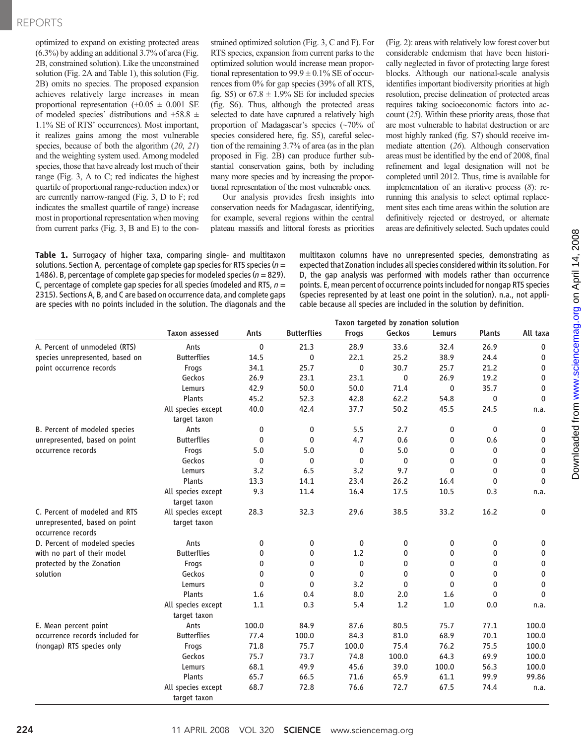optimized to expand on existing protected areas (6.3%) by adding an additional 3.7% of area (Fig. 2B, constrained solution). Like the unconstrained solution (Fig. 2A and Table 1), this solution (Fig. 2B) omits no species. The proposed expansion achieves relatively large increases in mean proportional representation (+0.05 ± 0.001 SE of modeled species' distributions and +58.8 ± 1.1% SE of RTS' occurrences). Most important, it realizes gains among the most vulnerable species, because of both the algorithm (20, 21) and the weighting system used. Among modeled species, those that have already lost much of their range (Fig. 3, A to C; red indicates the highest quartile of proportional range-reduction index) or are currently narrow-ranged (Fig. 3, D to F; red indicates the smallest quartile of range) increase most in proportional representation when moving from current parks (Fig. 3, B and E) to the constrained optimized solution (Fig. 3, C and F). For RTS species, expansion from current parks to the optimized solution would increase mean proportional representation to 99.9 ± 0.1% SE of occurrences from 0% for gap species (39% of all RTS, fig. S5) or 67.8 ± 1.9% SE for included species (fig. S6). Thus, although the protected areas selected to date have captured a relatively high proportion of Madagascar's species (~70% of species considered here, fig. S5), careful selection of the remaining 3.7% of area (as in the plan proposed in Fig. 2B) can produce further substantial conservation gains, both by including many more species and by increasing the proportional representation of the most vulnerable ones.

Our analysis provides fresh insights into conservation needs for Madagascar, identifying, for example, several regions within the central plateau massifs and littoral forests as priorities (Fig. 2): areas with relatively low forest cover but considerable endemism that have been historically neglected in favor of protecting large forest blocks. Although our national-scale analysis identifies important biodiversity priorities at high resolution, precise delineation of protected areas requires taking socioeconomic factors into account (25). Within these priority areas, those that are most vulnerable to habitat destruction or are most highly ranked (fig. S7) should receive immediate attention (26). Although conservation areas must be identified by the end of 2008, final refinement and legal designation will not be completed until 2012. Thus, time is available for implementation of an iterative process (8): rerunning this analysis to select optimal replacement sites each time areas within the solution are definitively rejected or destroyed, or alternate areas are definitively selected. Such updates could

**Table 1.** Surrogacy of higher taxa, comparing single- and multitaxon solutions. Section A, percentage of complete gap species for RTS species ($n$ = 1486). B, percentage of complete gap species for modeled species ($n$ = 829). C, percentage of complete gap species for all species (modeled and RTS, $n$ = 2315). Sections A, B, and C are based on occurrence data, and complete gaps are species with no points included in the solution. The diagonals and the multitaxon columns have no unrepresented species, demonstrating as expected that Zonation includes all species considered within its solution. For D, the gap analysis was performed with models rather than occurrence points. E, mean percent of occurrence points included for nongap RTS species (species represented by at least one point in the solution). n.a., not applicable because all species are included in the solution by definition.

| | | Taxon targeted by zonation solution | | | | | | |
|---|---|---|---|---|---|---|---|---|
| | Taxon assessed | Ants | Butterflies | Frogs | Geckos | Lemurs | Plants | All taxa |
| A. Percent of unmodeled (RTS) species unrepresented, based on point occurrence records | Ants | 0 | 21.3 | 28.9 | 33.6 | 32.4 | 26.9 | 0 |
| | Butterflies | 14.5 | 0 | 22.1 | 25.2 | 38.9 | 24.4 | 0 |
| | Frogs | 34.1 | 25.7 | 0 | 30.7 | 25.7 | 21.2 | 0 |
| | Geckos | 26.9 | 23.1 | 23.1 | 0 | 26.9 | 19.2 | 0 |
| | Lemurs | 42.9 | 50.0 | 50.0 | 71.4 | 0 | 35.7 | 0 |
| | Plants | 45.2 | 52.3 | 42.8 | 62.2 | 54.8 | 0 | 0 |
| | All species except target taxon | 40.0 | 42.4 | 37.7 | 50.2 | 45.5 | 24.5 | n.a. |
| B. Percent of modeled species unrepresented, based on point occurrence records | Ants | 0 | 0 | 5.5 | 2.7 | 0 | 0 | 0 |
| | Butterflies | 0 | 0 | 4.7 | 0.6 | 0 | 0.6 | 0 |
| | Frogs | 5.0 | 5.0 | 0 | 5.0 | 0 | 0 | 0 |
| | Geckos | 0 | 0 | 0 | 0 | 0 | 0 | 0 |
| | Lemurs | 3.2 | 6.5 | 3.2 | 9.7 | 0 | 0 | 0 |
| | Plants | 13.3 | 14.1 | 23.4 | 26.2 | 16.4 | 0 | 0 |
| | All species except target taxon | 9.3 | 11.4 | 16.4 | 17.5 | 10.5 | 0.3 | n.a. |
| C. Percent of modeled and RTS unrepresented, based on point occurrence records | All species except target taxon | 28.3 | 32.3 | 29.6 | 38.5 | 33.2 | 16.2 | 0 |
| D. Percent of modeled species with no part of their model protected by the Zonation solution | Ants | 0 | 0 | 0 | 0 | 0 | 0 | 0 |
| | Butterflies | 0 | 0 | 1.2 | 0 | 0 | 0 | 0 |
| | Frogs | 0 | 0 | 0 | 0 | 0 | 0 | 0 |
| | Geckos | 0 | 0 | 0 | 0 | 0 | 0 | 0 |
| | Lemurs | 0 | 0 | 3.2 | 0 | 0 | 0 | 0 |
| | Plants | 1.6 | 0.4 | 8.0 | 2.0 | 1.6 | 0 | 0 |
| | All species except target taxon | 1.1 | 0.3 | 5.4 | 1.2 | 1.0 | 0.0 | n.a. |
| E. Mean percent point occurrence records included for (nongap) RTS species only | Ants | 100.0 | 84.9 | 87.6 | 80.5 | 75.7 | 77.1 | 100.0 |
| | Butterflies | 77.4 | 100.0 | 84.3 | 81.0 | 68.9 | 70.1 | 100.0 |
| | Frogs | 71.8 | 75.7 | 100.0 | 75.4 | 76.2 | 75.5 | 100.0 |
| | Geckos | 75.7 | 73.7 | 74.8 | 100.0 | 64.3 | 69.9 | 100.0 |
| | Lemurs | 68.1 | 49.9 | 45.6 | 39.0 | 100.0 | 56.3 | 100.0 |
| | Plants | 65.7 | 66.5 | 71.6 | 65.9 | 61.1 | 99.9 | 99.86 |
| | All species except target taxon | 68.7 | 72.8 | 76.6 | 72.7 | 67.5 | 74.4 | n.a. |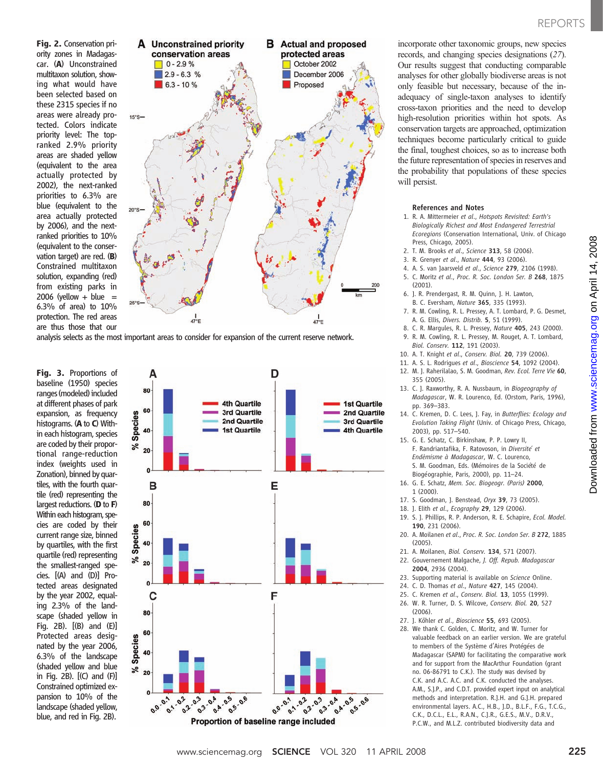**Fig. 2.** Conservation priority zones in Madagascar. (**A**) Unconstrained multitaxon solution, showing what would have been selected based on these 2315 species if no areas were already protected. Colors indicate priority level: The top-ranked 2.9% priority areas are shaded yellow (equivalent to the area actually protected by 2002), the next-ranked priorities to 6.3% are blue (equivalent to the area actually protected by 2006), and the next-ranked priorities to 10% (equivalent to the conservation target) are red. (**B**) Constrained multitaxon solution, expanding (red) from existing parks in 2006 (yellow + blue = 6.3% of area) to 10% protection. The red areas are thus those that our analysis selects as the most important areas to consider for expansion of the current reserve network.

**Fig. 3.** Proportions of baseline (1950) species ranges (modeled) included at different phases of park expansion, as frequency histograms. (**A** to **C**) Within each histogram, species are coded by their proportional range-reduction index (weights used in Zonation), binned by quartiles, with the fourth quartile (red) representing the largest reductions. (**D** to **F**) Within each histogram, species are coded by their current range size, binned by quartiles, with the first quartile (red) representing the smallest-ranged species. [(A) and (D)] Protected areas designated by the year 2002, equaling 2.3% of the landscape (shaded yellow in Fig. 2B). [(B) and (E)] Protected areas designated by the year 2006, 6.3% of the landscape (shaded yellow and blue in Fig. 2B). [(C) and (F)] Constrained optimized expansion to 10% of the landscape (shaded yellow, blue, and red in Fig. 2B).

incorporate other taxonomic groups, new species records, and changing species designations (*27*). Our results suggest that conducting comparable analyses for other globally biodiverse areas is not only feasible but necessary, because of the inadequacy of single-taxon analyses to identify cross-taxon priorities and the need to develop high-resolution priorities within hot spots. As conservation targets are approached, optimization techniques become particularly critical to guide the final, toughest choices, so as to increase both the future representation of species in reserves and the probability that populations of these species will persist.

### References and Notes

1. R. A. Mittermeier *et al.*, *Hotspots Revisited: Earth's Biologically Richest and Most Endangered Terrestrial Ecoregions* (Conservation International, Univ. of Chicago Press, Chicago, 2005).
2. T. M. Brooks *et al.*, *Science* **313**, 58 (2006).
3. R. Grenyer *et al.*, *Nature* **444**, 93 (2006).
4. A. S. van Jaarsveld *et al.*, *Science* **279**, 2106 (1998).
5. C. Moritz *et al.*, *Proc. R. Soc. London Ser. B* **268**, 1875 (2001).
6. J. R. Prendergast, R. M. Quinn, J. H. Lawton, B. C. Eversham, *Nature* **365**, 335 (1993).
7. R. M. Cowling, R. L. Pressey, A. T. Lombard, P. G. Desmet, A. G. Ellis, *Divers. Distrib.* **5**, 51 (1999).
8. C. R. Margules, R. L. Pressey, *Nature* **405**, 243 (2000).
9. R. M. Cowling, R. L. Pressey, M. Rouget, A. T. Lombard, *Biol. Conserv.* **112**, 191 (2003).
10. A. T. Knight *et al.*, *Conserv. Biol.* **20**, 739 (2006).
11. A. S. L. Rodrigues *et al.*, *Bioscience* **54**, 1092 (2004).
12. M. J. Raherilalao, S. M. Goodman, *Rev. Ecol. Terre Vie* **60**, 355 (2005).
13. C. J. Raxworthy, R. A. Nussbaum, in *Biogeography of Madagascar*, W. R. Lourenco, Ed. (Orstom, Paris, 1996), pp. 369–383.
14. C. Kremen, D. C. Lees, J. Fay, in *Butterflies: Ecology and Evolution Taking Flight* (Univ. of Chicago Press, Chicago, 2003), pp. 517–540.
15. G. E. Schatz, C. Birkinshaw, P. P. Lowry II, F. Randriantafika, F. Ratovoson, in *Diversité et Endèmisme à Madagascar*, W. C. Lourenco, S. M. Goodman, Eds. (Mémoires de la Société de Biogéographie, Paris, 2000), pp. 11–24.
16. G. E. Schatz, *Mem. Soc. Biogeogr. (Paris)* **2000**, 1 (2000).
17. S. Goodman, J. Benstead, *Oryx* **39**, 73 (2005).
18. J. Elith *et al.*, *Ecography* **29**, 129 (2006).
19. S. J. Phillips, R. P. Anderson, R. E. Schapire, *Ecol. Model.* **190**, 231 (2006).
20. A. Moilanen *et al.*, *Proc. R. Soc. London Ser. B* **272**, 1885 (2005).
21. A. Moilanen, *Biol. Conserv.* **134**, 571 (2007).
22. Gouvernement Malgache, *J. Off. Repub. Madagascar* **2004**, 2936 (2004).
23. Supporting material is available on *Science* Online.
24. C. D. Thomas *et al.*, *Nature* **427**, 145 (2004).
25. C. Kremen *et al.*, *Conserv. Biol.* **13**, 1055 (1999).
26. W. R. Turner, D. S. Wilcove, *Conserv. Biol.* **20**, 527 (2006).
27. J. Köhler *et al.*, *Bioscience* **55**, 693 (2005).
28. We thank C. Golden, C. Moritz, and W. Turner for valuable feedback on an earlier version. We are grateful to members of the Système d'Aires Protégées de Madagascar (SAPM) for facilitating the comparative work and for support from the MacArthur Foundation (grant no. 06-86791 to C.K.). The study was devised by C.K. and A.C. A.C. and C.K. conducted the analyses. A.M., S.J.P., and C.D.T. provided expert input on analytical methods and interpretation. R.J.H. and G.J.H. prepared environmental layers. A.C., H.B., J.D., B.L.F., F.G., T.C.G., C.K., D.C.L., E.L., R.A.N., C.J.R., G.E.S., M.V., D.R.V., P.C.W., and M.L.Z. contributed biodiversity data and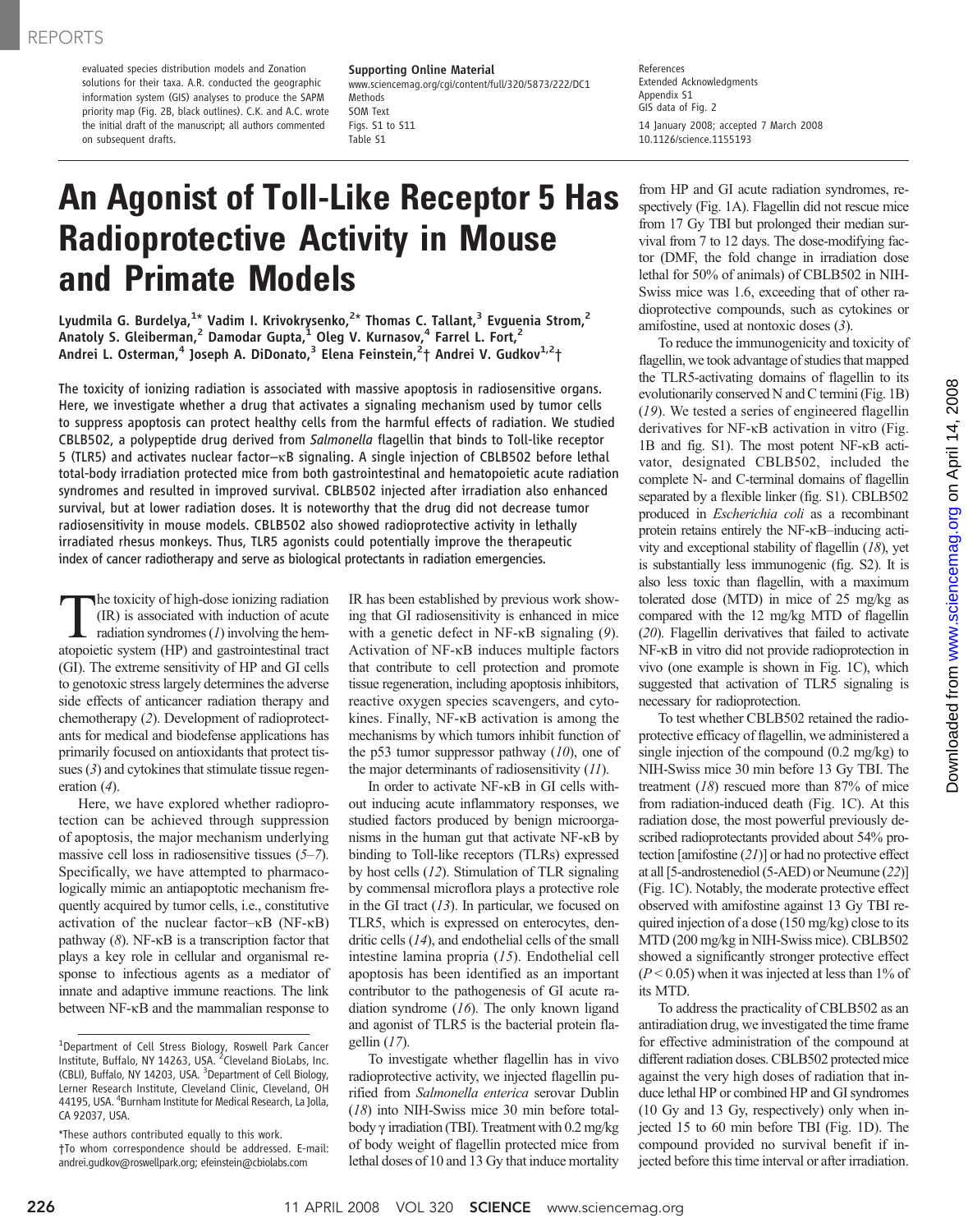evaluated species distribution models and Zonation solutions for their taxa. A.R. conducted the geographic information system (GIS) analyses to produce the SAPM priority map (Fig. 2B, black outlines). C.K. and A.C. wrote the initial draft of the manuscript; all authors commented on subsequent drafts.

**Supporting Online Material**
www.sciencemag.org/cgi/content/full/320/5873/222/DC1
Methods
SOM Text
Figs. S1 to S11
Table S1
References
Extended Acknowledgments
Appendix S1
GIS data of Fig. 2

14 January 2008; accepted 7 March 2008
10.1126/science.1155193

# An Agonist of Toll-Like Receptor 5 Has Radioprotective Activity in Mouse and Primate Models

**Lyudmila G. Burdelya,[1]* Vadim I. Krivokrysenko,[2]* Thomas C. Tallant,[3] Evguenia Strom,[2] Anatoly S. Gleiberman,[2] Damodar Gupta,[1] Oleg V. Kurnasov,[4] Farrel L. Fort,[2] Andrei L. Osterman,[4] Joseph A. DiDonato,[3] Elena Feinstein,[2]† Andrei V. Gudkov[1,2]†**

**The toxicity of ionizing radiation is associated with massive apoptosis in radiosensitive organs. Here, we investigate whether a drug that activates a signaling mechanism used by tumor cells to suppress apoptosis can protect healthy cells from the harmful effects of radiation. We studied CBLB502, a polypeptide drug derived from *Salmonella* flagellin that binds to Toll-like receptor 5 (TLR5) and activates nuclear factor–κB signaling. A single injection of CBLB502 before lethal total-body irradiation protected mice from both gastrointestinal and hematopoietic acute radiation syndromes and resulted in improved survival. CBLB502 injected after irradiation also enhanced survival, but at lower radiation doses. It is noteworthy that the drug did not decrease tumor radiosensitivity in mouse models. CBLB502 also showed radioprotective activity in lethally irradiated rhesus monkeys. Thus, TLR5 agonists could potentially improve the therapeutic index of cancer radiotherapy and serve as biological protectants in radiation emergencies.**

The toxicity of high-dose ionizing radiation (IR) is associated with induction of acute radiation syndromes (*1*) involving the hematopoietic system (HP) and gastrointestinal tract (GI). The extreme sensitivity of HP and GI cells to genotoxic stress largely determines the adverse side effects of anticancer radiation therapy and chemotherapy (*2*). Development of radioprotectants for medical and biodefense applications has primarily focused on antioxidants that protect tissues (*3*) and cytokines that stimulate tissue regeneration (*4*).

Here, we have explored whether radioprotection can be achieved through suppression of apoptosis, the major mechanism underlying massive cell loss in radiosensitive tissues (*5*–*7*). Specifically, we have attempted to pharmacologically mimic an antiapoptotic mechanism frequently acquired by tumor cells, i.e., constitutive activation of the nuclear factor–κB (NF-κB) pathway (*8*). NF-κB is a transcription factor that plays a key role in cellular and organismal response to infectious agents as a mediator of innate and adaptive immune reactions. The link between NF-κB and the mammalian response to IR has been established by previous work showing that GI radiosensitivity is enhanced in mice with a genetic defect in NF-κB signaling (*9*). Activation of NF-κB induces multiple factors that contribute to cell protection and promote tissue regeneration, including apoptosis inhibitors, reactive oxygen species scavengers, and cytokines. Finally, NF-κB activation is among the mechanisms by which tumors inhibit function of the p53 tumor suppressor pathway (*10*), one of the major determinants of radiosensitivity (*11*).

In order to activate NF-κB in GI cells without inducing acute inflammatory responses, we studied factors produced by benign microorganisms in the human gut that activate NF-κB by binding to Toll-like receptors (TLRs) expressed by host cells (*12*). Stimulation of TLR signaling by commensal microflora plays a protective role in the GI tract (*13*). In particular, we focused on TLR5, which is expressed on enterocytes, dendritic cells (*14*), and endothelial cells of the small intestine lamina propria (*15*). Endothelial cell apoptosis has been identified as an important contributor to the pathogenesis of GI acute radiation syndrome (*16*). The only known ligand and agonist of TLR5 is the bacterial protein flagellin (*17*).

To investigate whether flagellin has in vivo radioprotective activity, we injected flagellin purified from *Salmonella enterica* serovar Dublin (*18*) into NIH-Swiss mice 30 min before total-body γ irradiation (TBI). Treatment with 0.2 mg/kg of body weight of flagellin protected mice from lethal doses of 10 and 13 Gy that induce mortality from HP and GI acute radiation syndromes, respectively (Fig. 1A). Flagellin did not rescue mice from 17 Gy TBI but prolonged their median survival from 7 to 12 days. The dose-modifying factor (DMF, the fold change in irradiation dose lethal for 50% of animals) of CBLB502 in NIH-Swiss mice was 1.6, exceeding that of other radioprotective compounds, such as cytokines or amifostine, used at nontoxic doses (*3*).

To reduce the immunogenicity and toxicity of flagellin, we took advantage of studies that mapped the TLR5-activating domains of flagellin to its evolutionarily conserved N and C termini (Fig. 1B) (*19*). We tested a series of engineered flagellin derivatives for NF-κB activation in vitro (Fig. 1B and fig. S1). The most potent NF-κB activator, designated CBLB502, included the complete N- and C-terminal domains of flagellin separated by a flexible linker (fig. S1). CBLB502 produced in *Escherichia coli* as a recombinant protein retains entirely the NF-κB–inducing activity and exceptional stability of flagellin (*18*), yet is substantially less immunogenic (fig. S2). It is also less toxic than flagellin, with a maximum tolerated dose (MTD) in mice of 25 mg/kg as compared with the 12 mg/kg MTD of flagellin (*20*). Flagellin derivatives that failed to activate NF-κB in vitro did not provide radioprotection in vivo (one example is shown in Fig. 1C), which suggested that activation of TLR5 signaling is necessary for radioprotection.

To test whether CBLB502 retained the radioprotective efficacy of flagellin, we administered a single injection of the compound (0.2 mg/kg) to NIH-Swiss mice 30 min before 13 Gy TBI. The treatment (*18*) rescued more than 87% of mice from radiation-induced death (Fig. 1C). At this radiation dose, the most powerful previously described radioprotectants provided about 54% protection [amifostine (*21*)] or had no protective effect at all [5-androstenediol (5-AED) or Neumune (*22*)] (Fig. 1C). Notably, the moderate protective effect observed with amifostine against 13 Gy TBI required injection of a dose (150 mg/kg) close to its MTD (200 mg/kg in NIH-Swiss mice). CBLB502 showed a significantly stronger protective effect ($P < 0.05$) when it was injected at less than 1% of its MTD.

To address the practicality of CBLB502 as an antiradiation drug, we investigated the time frame for effective administration of the compound at different radiation doses. CBLB502 protected mice against the very high doses of radiation that induce lethal HP or combined HP and GI syndromes (10 Gy and 13 Gy, respectively) only when injected 15 to 60 min before TBI (Fig. 1D). The compound provided no survival benefit if injected before this time interval or after irradiation.

[1]Department of Cell Stress Biology, Roswell Park Cancer Institute, Buffalo, NY 14263, USA. [2]Cleveland BioLabs, Inc. (CBLI), Buffalo, NY 14203, USA. [3]Department of Cell Biology, Lerner Research Institute, Cleveland Clinic, Cleveland, OH 44195, USA. [4]Burnham Institute for Medical Research, La Jolla, CA 92037, USA.

*These authors contributed equally to this work.
†To whom correspondence should be addressed. E-mail: andrei.gudkov@roswellpark.org; efeinstein@cbiolabs.com